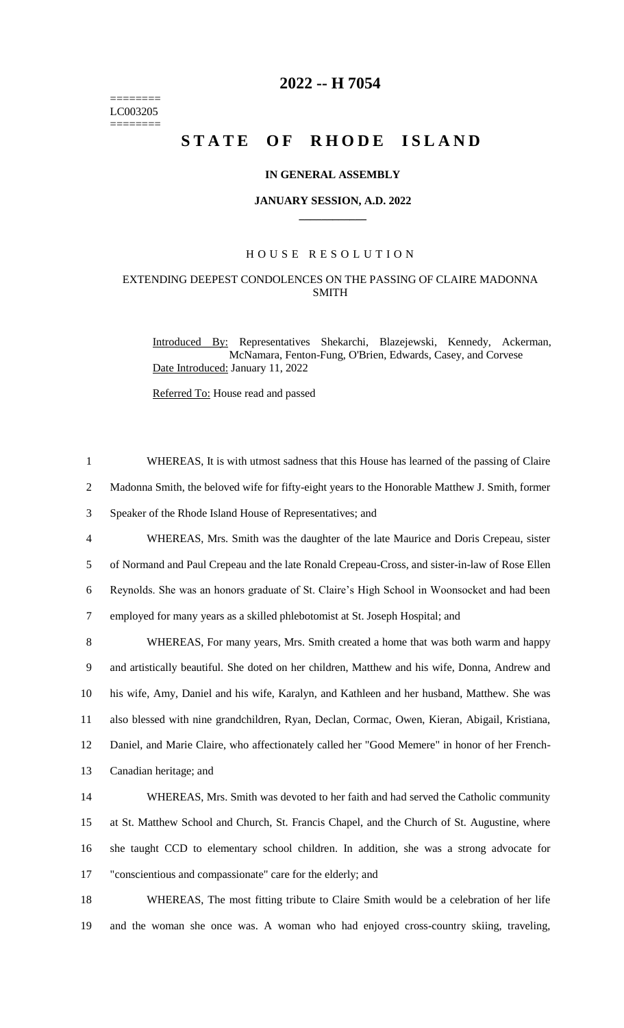========
LC003205
========

# 2022 -- H 7054

# STATE OF RHODE ISLAND

### IN GENERAL ASSEMBLY

### JANUARY SESSION, A.D. 2022

## HOUSE RESOLUTION

### EXTENDING DEEPEST CONDOLENCES ON THE PASSING OF CLAIRE MADONNA SMITH

Introduced By: Representatives Shekarchi, Blazejewski, Kennedy, Ackerman, McNamara, Fenton-Fung, O'Brien, Edwards, Casey, and Corvese

Date Introduced: January 11, 2022

Referred To: House read and passed

1 WHEREAS, It is with utmost sadness that this House has learned of the passing of Claire
2 Madonna Smith, the beloved wife for fifty-eight years to the Honorable Matthew J. Smith, former
3 Speaker of the Rhode Island House of Representatives; and
4 WHEREAS, Mrs. Smith was the daughter of the late Maurice and Doris Crepeau, sister
5 of Normand and Paul Crepeau and the late Ronald Crepeau-Cross, and sister-in-law of Rose Ellen
6 Reynolds. She was an honors graduate of St. Claire's High School in Woonsocket and had been
7 employed for many years as a skilled phlebotomist at St. Joseph Hospital; and
8 WHEREAS, For many years, Mrs. Smith created a home that was both warm and happy
9 and artistically beautiful. She doted on her children, Matthew and his wife, Donna, Andrew and
10 his wife, Amy, Daniel and his wife, Karalyn, and Kathleen and her husband, Matthew. She was
11 also blessed with nine grandchildren, Ryan, Declan, Cormac, Owen, Kieran, Abigail, Kristiana,
12 Daniel, and Marie Claire, who affectionately called her "Good Memere" in honor of her French-
13 Canadian heritage; and
14 WHEREAS, Mrs. Smith was devoted to her faith and had served the Catholic community
15 at St. Matthew School and Church, St. Francis Chapel, and the Church of St. Augustine, where
16 she taught CCD to elementary school children. In addition, she was a strong advocate for
17 "conscientious and compassionate" care for the elderly; and
18 WHEREAS, The most fitting tribute to Claire Smith would be a celebration of her life
19 and the woman she once was. A woman who had enjoyed cross-country skiing, traveling,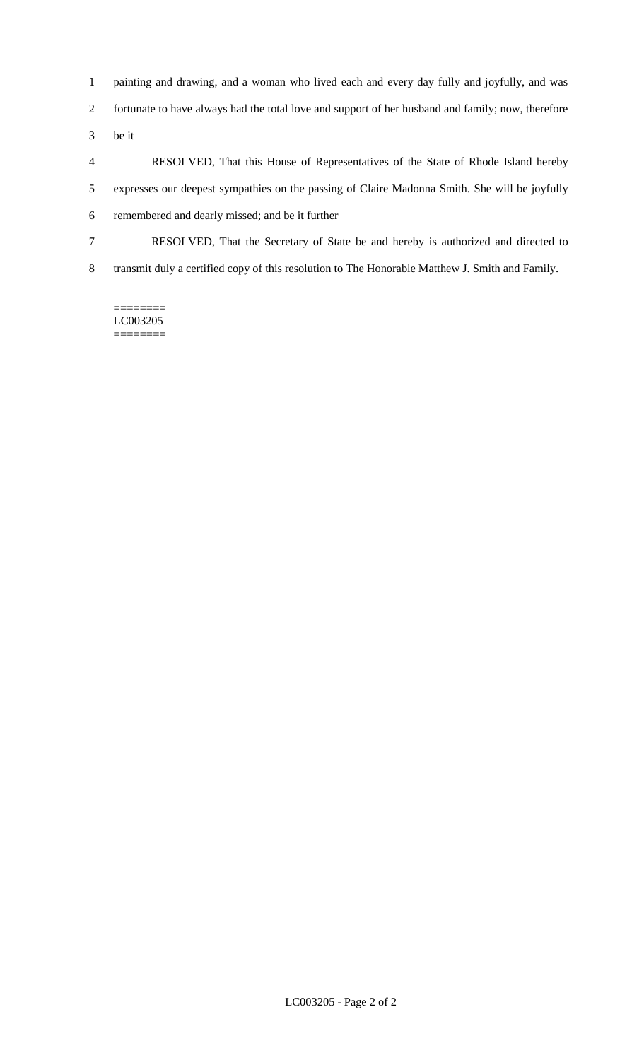painting and drawing, and a woman who lived each and every day fully and joyfully, and was fortunate to have always had the total love and support of her husband and family; now, therefore be it

RESOLVED, That this House of Representatives of the State of Rhode Island hereby expresses our deepest sympathies on the passing of Claire Madonna Smith. She will be joyfully remembered and dearly missed; and be it further

RESOLVED, That the Secretary of State be and hereby is authorized and directed to transmit duly a certified copy of this resolution to The Honorable Matthew J. Smith and Family.

========
LC003205
========